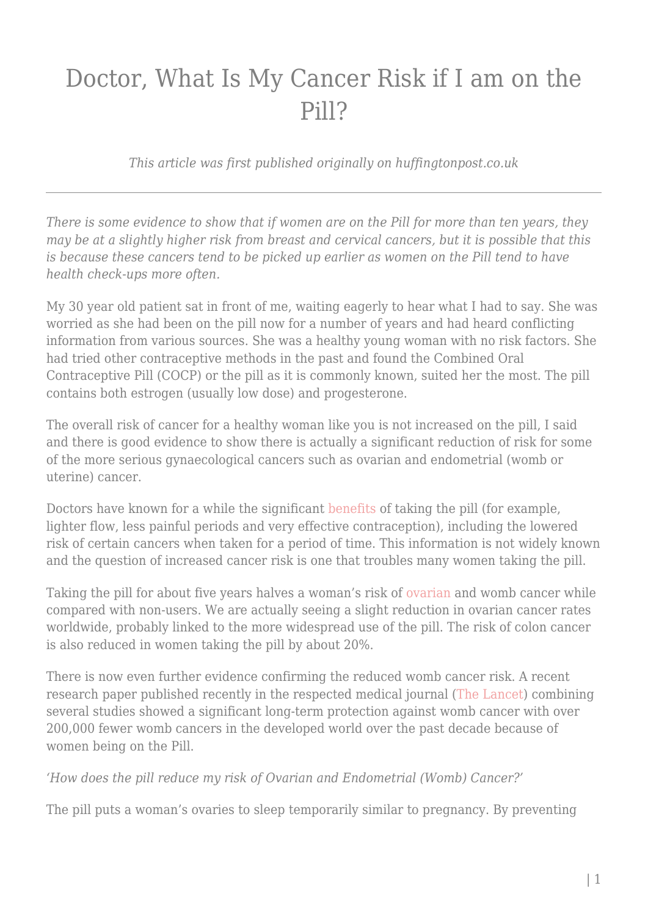# Doctor, What Is My Cancer Risk if I am on the Pill?

*This article was first published originally on huffingtonpost.co.uk*

---

*There is some evidence to show that if women are on the Pill for more than ten years, they may be at a slightly higher risk from breast and cervical cancers, but it is possible that this is because these cancers tend to be picked up earlier as women on the Pill tend to have health check-ups more often.*

My 30 year old patient sat in front of me, waiting eagerly to hear what I had to say. She was worried as she had been on the pill now for a number of years and had heard conflicting information from various sources. She was a healthy young woman with no risk factors. She had tried other contraceptive methods in the past and found the Combined Oral Contraceptive Pill (COCP) or the pill as it is commonly known, suited her the most. The pill contains both estrogen (usually low dose) and progesterone.

The overall risk of cancer for a healthy woman like you is not increased on the pill, I said and there is good evidence to show there is actually a significant reduction of risk for some of the more serious gynaecological cancers such as ovarian and endometrial (womb or uterine) cancer.

Doctors have known for a while the significant benefits of taking the pill (for example, lighter flow, less painful periods and very effective contraception), including the lowered risk of certain cancers when taken for a period of time. This information is not widely known and the question of increased cancer risk is one that troubles many women taking the pill.

Taking the pill for about five years halves a woman's risk of ovarian and womb cancer while compared with non-users. We are actually seeing a slight reduction in ovarian cancer rates worldwide, probably linked to the more widespread use of the pill. The risk of colon cancer is also reduced in women taking the pill by about 20%.

There is now even further evidence confirming the reduced womb cancer risk. A recent research paper published recently in the respected medical journal (The Lancet) combining several studies showed a significant long-term protection against womb cancer with over 200,000 fewer womb cancers in the developed world over the past decade because of women being on the Pill.

*'How does the pill reduce my risk of Ovarian and Endometrial (Womb) Cancer?'*

The pill puts a woman's ovaries to sleep temporarily similar to pregnancy. By preventing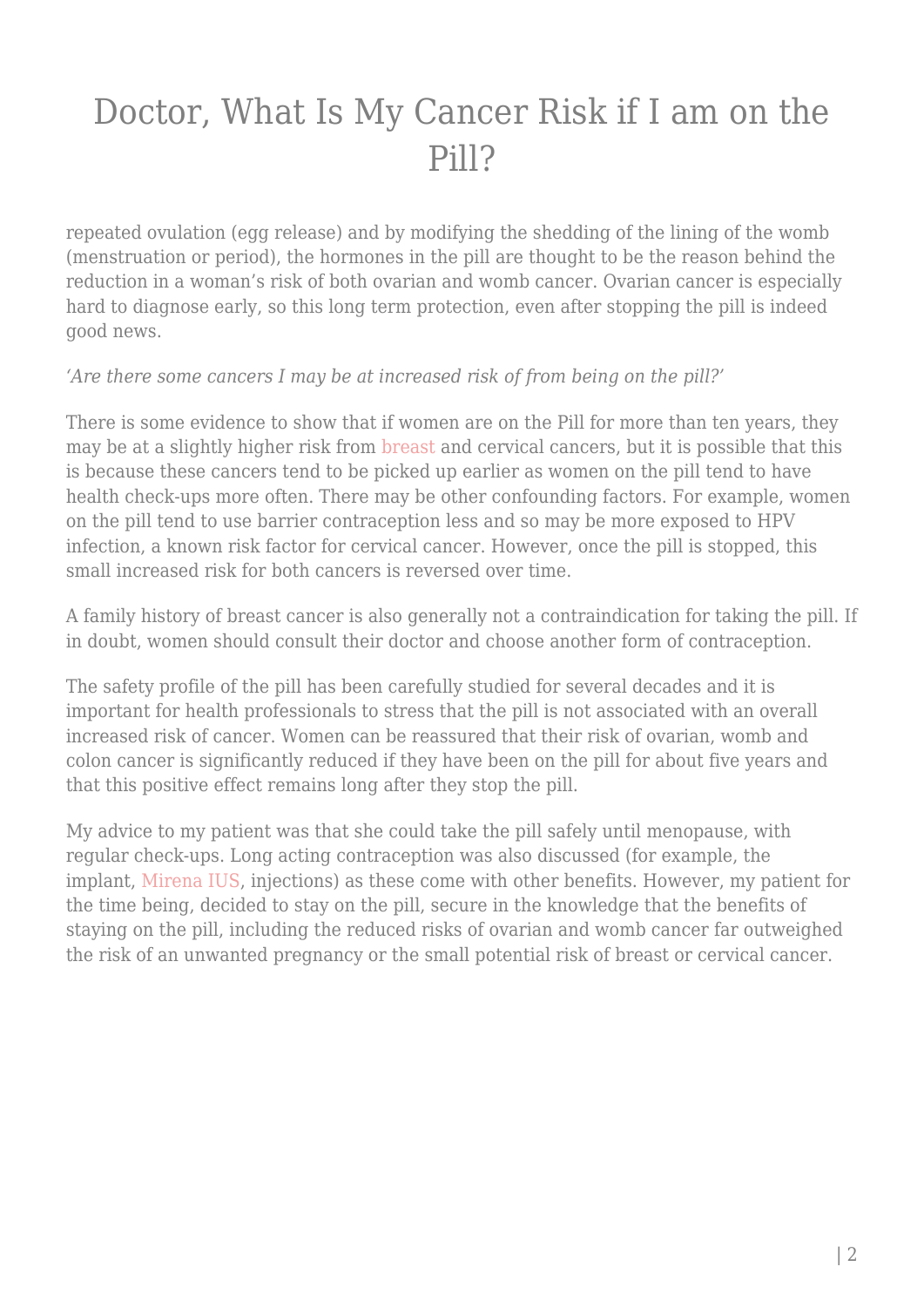repeated ovulation (egg release) and by modifying the shedding of the lining of the womb (menstruation or period), the hormones in the pill are thought to be the reason behind the reduction in a woman's risk of both ovarian and womb cancer. Ovarian cancer is especially hard to diagnose early, so this long term protection, even after stopping the pill is indeed good news.

*'Are there some cancers I may be at increased risk of from being on the pill?'*

There is some evidence to show that if women are on the Pill for more than ten years, they may be at a slightly higher risk from breast and cervical cancers, but it is possible that this is because these cancers tend to be picked up earlier as women on the pill tend to have health check-ups more often. There may be other confounding factors. For example, women on the pill tend to use barrier contraception less and so may be more exposed to HPV infection, a known risk factor for cervical cancer. However, once the pill is stopped, this small increased risk for both cancers is reversed over time.

A family history of breast cancer is also generally not a contraindication for taking the pill. If in doubt, women should consult their doctor and choose another form of contraception.

The safety profile of the pill has been carefully studied for several decades and it is important for health professionals to stress that the pill is not associated with an overall increased risk of cancer. Women can be reassured that their risk of ovarian, womb and colon cancer is significantly reduced if they have been on the pill for about five years and that this positive effect remains long after they stop the pill.

My advice to my patient was that she could take the pill safely until menopause, with regular check-ups. Long acting contraception was also discussed (for example, the implant, Mirena IUS, injections) as these come with other benefits. However, my patient for the time being, decided to stay on the pill, secure in the knowledge that the benefits of staying on the pill, including the reduced risks of ovarian and womb cancer far outweighed the risk of an unwanted pregnancy or the small potential risk of breast or cervical cancer.